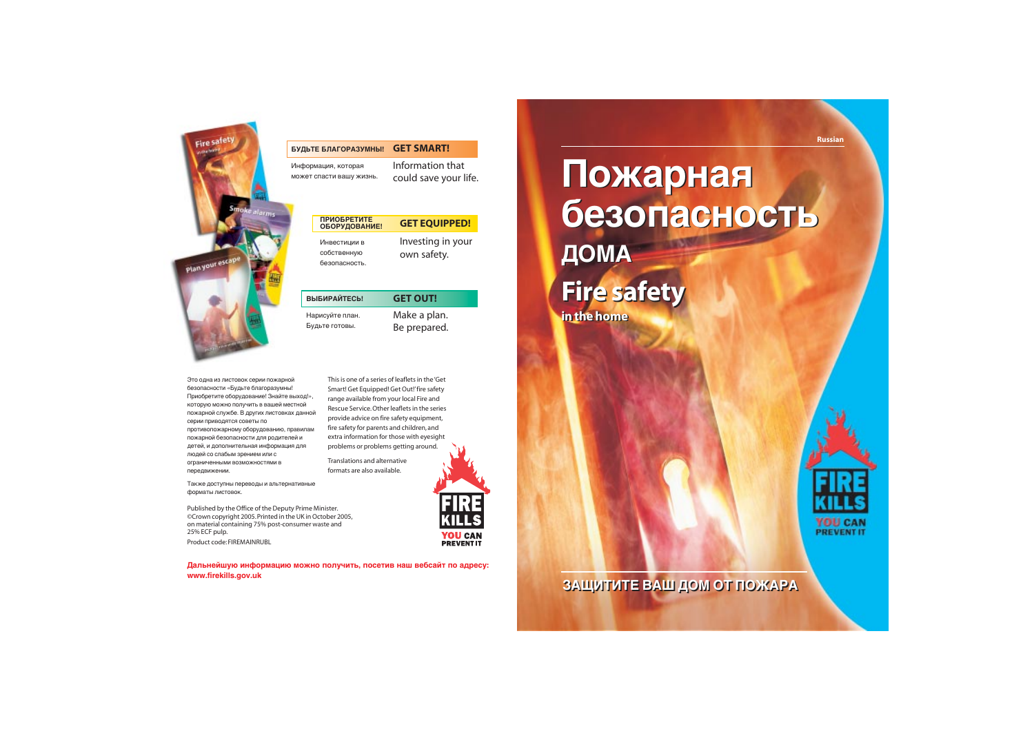Russian

# Пожарная безопасность ДОМА

# Fire safety in the home

## ЗАЩИТИТЕ ВАШ ДОМ ОТ ПОЖАРА

---

| БУДЬТЕ БЛАГОРАЗУМНЫ! | GET SMART! |
| --- | --- |
| Информация, которая может спасти вашу жизнь. | Information that could save your life. |

| ПРИОБРЕТИТЕ ОБОРУДОВАНИЕ! | GET EQUIPPED! |
| --- | --- |
| Инвестиции в собственную безопасность. | Investing in your own safety. |

| ВЫБИРАЙТЕСЬ! | GET OUT! |
| --- | --- |
| Нарисуйте план. Будьте готовы. | Make a plan. Be prepared. |

Это одна из листовок серии пожарной безопасности «Будьте благоразумны! Приобретите оборудование! Знайте выход!», которую можно получить в вашей местной пожарной службе. В других листовках данной серии приводятся советы по противопожарному оборудованию, правилам пожарной безопасности для родителей и детей, и дополнительная информация для людей со слабым зрением или с ограниченными возможностями в передвижении.

Также доступны переводы и альтернативные форматы листовок.

This is one of a series of leaflets in the 'Get Smart! Get Equipped! Get Out!' fire safety range available from your local Fire and Rescue Service. Other leaflets in the series provide advice on fire safety equipment, fire safety for parents and children, and extra information for those with eyesight problems or problems getting around.

Translations and alternative formats are also available.

Published by the Office of the Deputy Prime Minister. ©Crown copyright 2005. Printed in the UK in October 2005, on material containing 75% post-consumer waste and 25% ECF pulp.

Product code: FIREMAINRUBL

FIRE KILLS YOU CAN PREVENT IT

**Дальнейшую информацию можно получить, посетив наш вебсайт по адресу: www.firekills.gov.uk**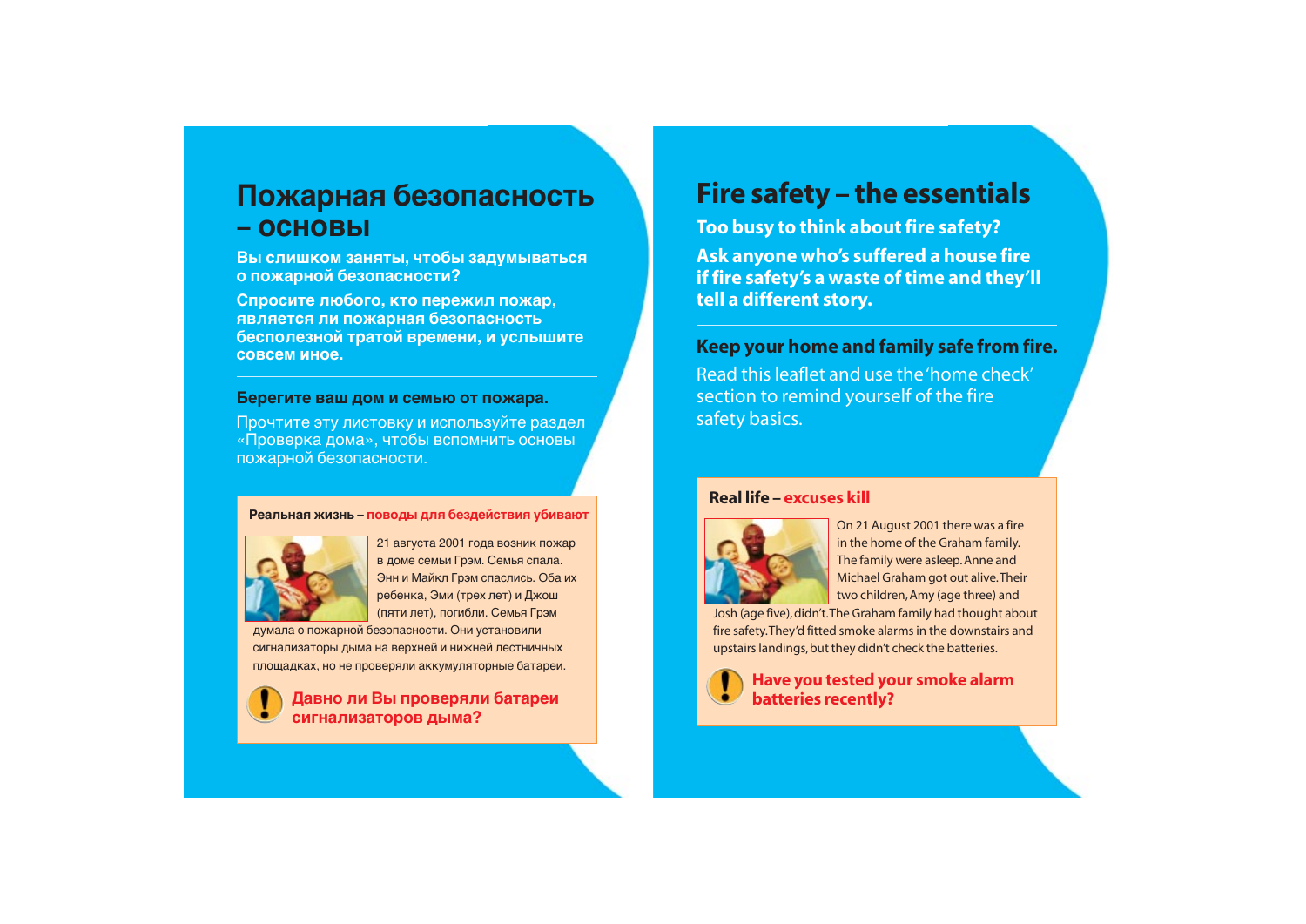# Пожарная безопасность – основы

**Вы слишком заняты, чтобы задумываться о пожарной безопасности?**

**Спросите любого, кто пережил пожар, является ли пожарная безопасность бесполезной тратой времени, и услышите совсем иное.**

**Берегите ваш дом и семью от пожара.**

Прочтите эту листовку и используйте раздел «Проверка дома», чтобы вспомнить основы пожарной безопасности.

### Реальная жизнь – поводы для бездействия убивают

21 августа 2001 года возник пожар в доме семьи Грэм. Семья спала. Энн и Майкл Грэм спаслись. Оба их ребенка, Эми (трех лет) и Джош (пяти лет), погибли. Семья Грэм думала о пожарной безопасности. Они установили сигнализаторы дыма на верхней и нижней лестничных площадках, но не проверяли аккумуляторные батареи.

**Давно ли Вы проверяли батареи сигнализаторов дыма?**

# Fire safety – the essentials

**Too busy to think about fire safety?**

**Ask anyone who's suffered a house fire if fire safety's a waste of time and they'll tell a different story.**

**Keep your home and family safe from fire.**

Read this leaflet and use the 'home check' section to remind yourself of the fire safety basics.

### Real life – excuses kill

On 21 August 2001 there was a fire in the home of the Graham family. The family were asleep. Anne and Michael Graham got out alive. Their two children, Amy (age three) and Josh (age five), didn't. The Graham family had thought about fire safety. They'd fitted smoke alarms in the downstairs and upstairs landings, but they didn't check the batteries.

**Have you tested your smoke alarm batteries recently?**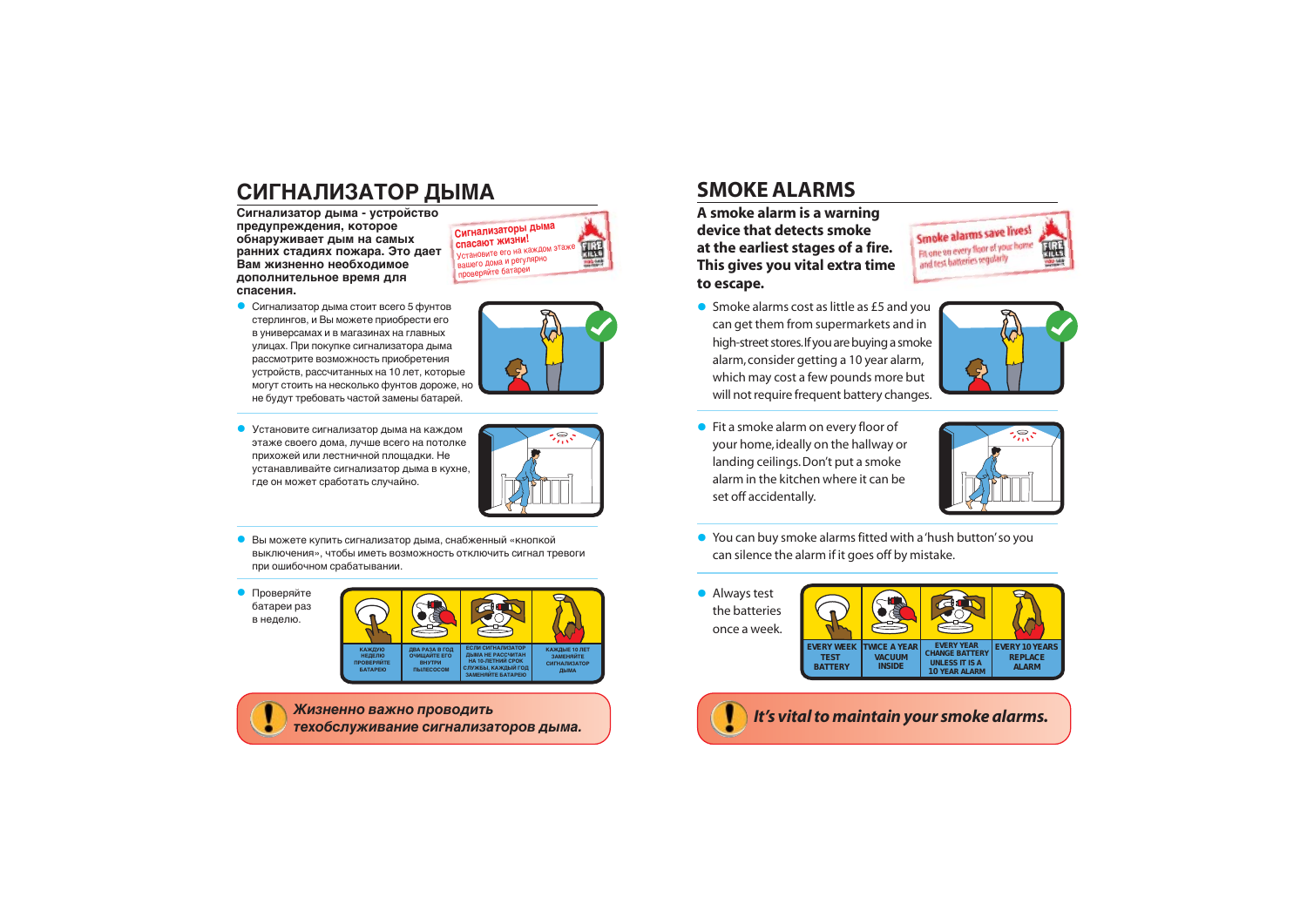# СИГНАЛИЗАТОР ДЫМА

**Сигнализатор дыма - устройство предупреждения, которое обнаруживает дым на самых ранних стадиях пожара. Это дает Вам жизненно необходимое дополнительное время для спасения.**

Сигнализаторы дыма спасают жизни! Установите его на каждом этаже вашего дома и регулярно проверяйте батареи

- Сигнализатор дыма стоит всего 5 фунтов стерлингов, и Вы можете приобрести его в универсамах и в магазинах на главных улицах. При покупке сигнализатора дыма рассмотрите возможность приобретения устройств, рассчитанных на 10 лет, которые могут стоить на несколько фунтов дороже, но не будут требовать частой замены батарей.
- Установите сигнализатор дыма на каждом этаже своего дома, лучше всего на потолке прихожей или лестничной площадки. Не устанавливайте сигнализатор дыма в кухне, где он может сработать случайно.
- Вы можете купить сигнализатор дыма, снабженный «кнопкой выключения», чтобы иметь возможность отключить сигнал тревоги при ошибочном срабатывании.
- Проверяйте батареи раз в неделю.

| КАЖДУЮ НЕДЕЛЮ ПРОВЕРЯЙТЕ БАТАРЕЮ | ДВА РАЗА В ГОД ОЧИЩАЙТЕ ЕГО ВНУТРИ ПЫЛЕСОСОМ | ЕСЛИ СИГНАЛИЗАТОР ДЫМА НЕ РАССЧИТАН НА 10-ЛЕТНИЙ СРОК СЛУЖБЫ, КАЖДЫЙ ГОД ЗАМЕНЯЙТЕ БАТАРЕЮ | КАЖДЫЕ 10 ЛЕТ ЗАМЕНЯЙТЕ СИГНАЛИЗАТОР ДЫМА |
|---|---|---|---|

***Жизненно важно проводить техобслуживание сигнализаторов дыма.***

# SMOKE ALARMS

**A smoke alarm is a warning device that detects smoke at the earliest stages of a fire. This gives you vital extra time to escape.**

Smoke alarms save lives! Fit one on every floor of your home and test batteries regularly

- Smoke alarms cost as little as £5 and you can get them from supermarkets and in high-street stores. If you are buying a smoke alarm, consider getting a 10 year alarm, which may cost a few pounds more but will not require frequent battery changes.
- Fit a smoke alarm on every floor of your home, ideally on the hallway or landing ceilings. Don't put a smoke alarm in the kitchen where it can be set off accidentally.
- You can buy smoke alarms fitted with a 'hush button' so you can silence the alarm if it goes off by mistake.
- Always test the batteries once a week.

| EVERY WEEK TEST BATTERY | TWICE A YEAR VACUUM INSIDE | EVERY YEAR CHANGE BATTERY UNLESS IT IS A 10 YEAR ALARM | EVERY 10 YEARS REPLACE ALARM |
|---|---|---|---|

***It's vital to maintain your smoke alarms.***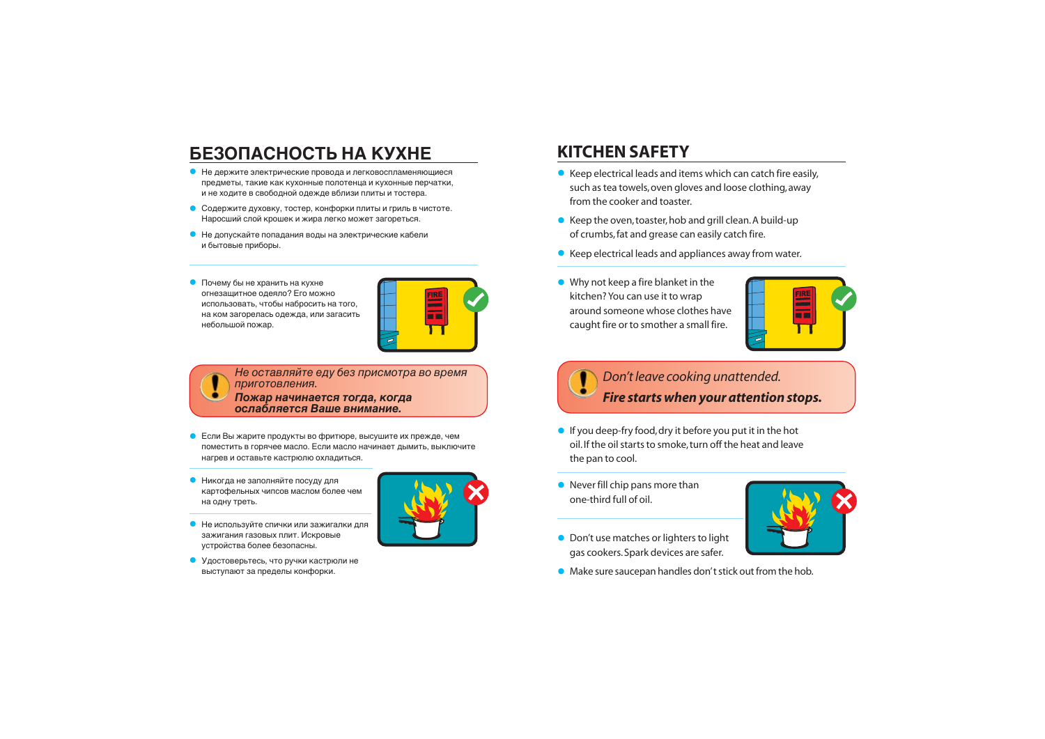## БЕЗОПАСНОСТЬ НА КУХНЕ

- Не держите электрические провода и легковоспламеняющиеся предметы, такие как кухонные полотенца и кухонные перчатки, и не ходите в свободной одежде вблизи плиты и тостера.
- Содержите духовку, тостер, конфорки плиты и гриль в чистоте. Наросший слой крошек и жира легко может загореться.
- Не допускайте попадания воды на электрические кабели и бытовые приборы.

- Почему бы не хранить на кухне огнезащитное одеяло? Его можно использовать, чтобы набросить на того, на ком загорелась одежда, или загасить небольшой пожар.

*Не оставляйте еду без присмотра во время приготовления.*
***Пожар начинается тогда, когда ослабляется Ваше внимание.***

- Если Вы жарите продукты во фритюре, высушите их прежде, чем поместить в горячее масло. Если масло начинает дымить, выключите нагрев и оставьте кастрюлю охладиться.
- Никогда не заполняйте посуду для картофельных чипсов маслом более чем на одну треть.
- Не используйте спички или зажигалки для зажигания газовых плит. Искровые устройства более безопасны.
- Удостоверьтесь, что ручки кастрюли не выступают за пределы конфорки.

## KITCHEN SAFETY

- Keep electrical leads and items which can catch fire easily, such as tea towels, oven gloves and loose clothing, away from the cooker and toaster.
- Keep the oven, toaster, hob and grill clean. A build-up of crumbs, fat and grease can easily catch fire.
- Keep electrical leads and appliances away from water.

- Why not keep a fire blanket in the kitchen? You can use it to wrap around someone whose clothes have caught fire or to smother a small fire.

*Don't leave cooking unattended.*
***Fire starts when your attention stops.***

- If you deep-fry food, dry it before you put it in the hot oil. If the oil starts to smoke, turn off the heat and leave the pan to cool.
- Never fill chip pans more than one-third full of oil.
- Don't use matches or lighters to light gas cookers. Spark devices are safer.
- Make sure saucepan handles don't stick out from the hob.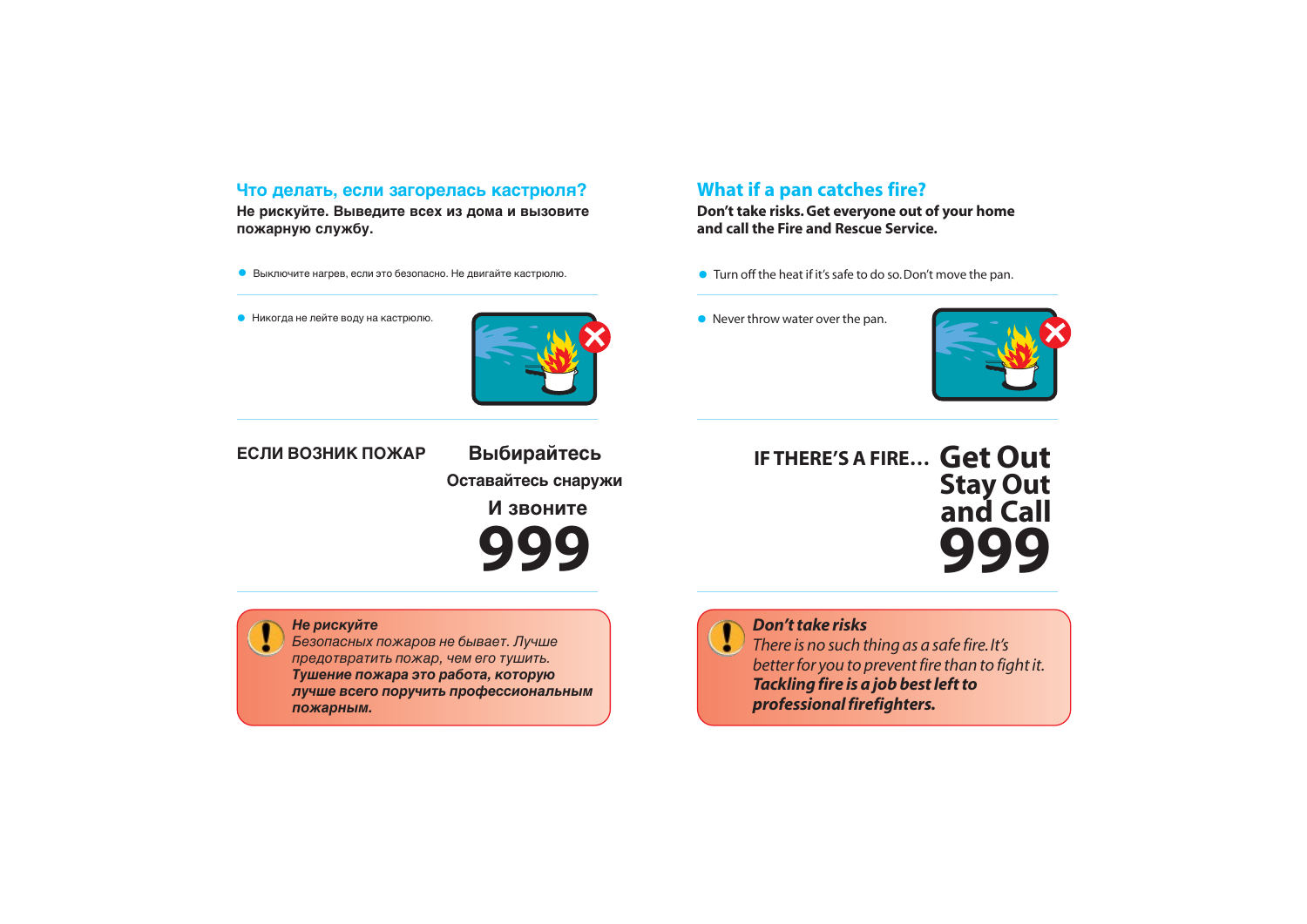## Что делать, если загорелась кастрюля?

**Не рискуйте. Выведите всех из дома и вызовите пожарную службу.**

- Выключите нагрев, если это безопасно. Не двигайте кастрюлю.
- Никогда не лейте воду на кастрюлю.

**ЕСЛИ ВОЗНИК ПОЖАР** **Выбирайтесь**
**Оставайтесь снаружи**
**И звоните**
**999**

***Не рискуйте***
*Безопасных пожаров не бывает. Лучше предотвратить пожар, чем его тушить.*
***Тушение пожара это работа, которую лучше всего поручить профессиональным пожарным.***

## What if a pan catches fire?

**Don't take risks. Get everyone out of your home and call the Fire and Rescue Service.**

- Turn off the heat if it's safe to do so. Don't move the pan.
- Never throw water over the pan.

**IF THERE'S A FIRE… Get Out**
**Stay Out**
**and Call**
**999**

***Don't take risks***
*There is no such thing as a safe fire. It's better for you to prevent fire than to fight it.*
***Tackling fire is a job best left to professional firefighters.***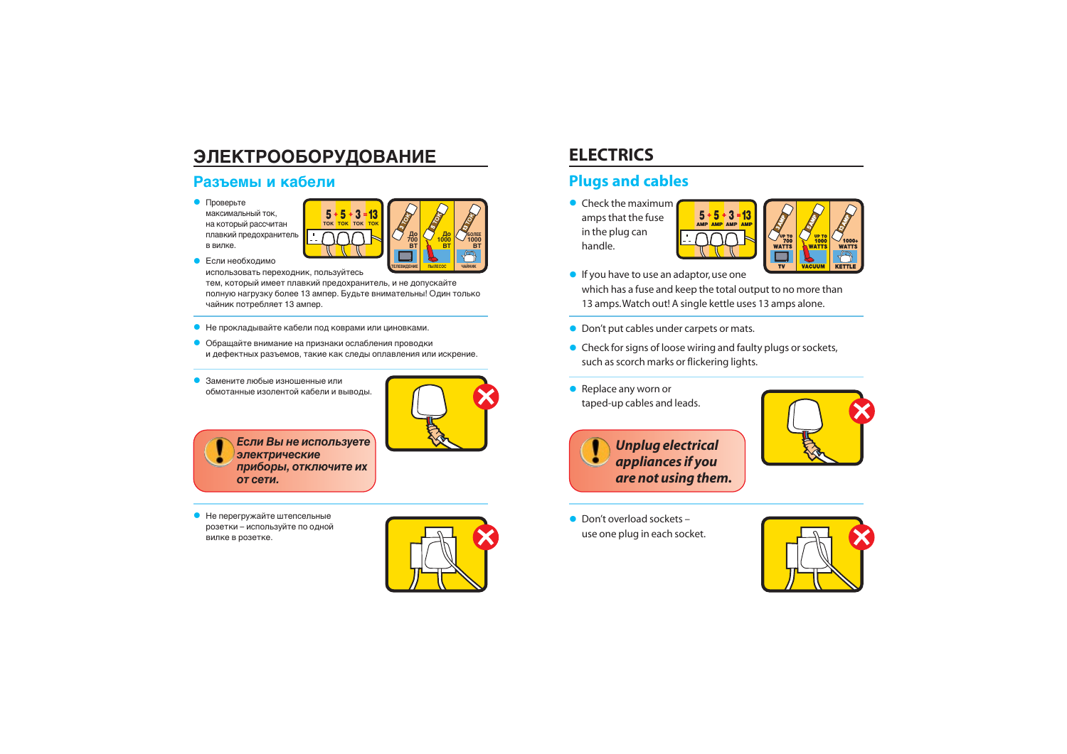# ЭЛЕКТРООБОРУДОВАНИЕ

## Разъемы и кабели

- Проверьте максимальный ток, на который рассчитан плавкий предохранитель в вилке.
- Если необходимо использовать переходник, пользуйтесь тем, который имеет плавкий предохранитель, и не допускайте полную нагрузку более 13 ампер. Будьте внимательны! Один только чайник потребляет 13 ампер.

- Не прокладывайте кабели под коврами или циновками.
- Обращайте внимание на признаки ослабления проводки и дефектных разъемов, такие как следы оплавления или искрение.

- Замените любые изношенные или обмотанные изолентой кабели и выводы.

***Если Вы не используете электрические приборы, отключите их от сети.***

- Не перегружайте штепсельные розетки – используйте по одной вилке в розетке.

# ELECTRICS

## Plugs and cables

- Check the maximum amps that the fuse in the plug can handle.
- If you have to use an adaptor, use one which has a fuse and keep the total output to no more than 13 amps. Watch out! A single kettle uses 13 amps alone.

- Don't put cables under carpets or mats.
- Check for signs of loose wiring and faulty plugs or sockets, such as scorch marks or flickering lights.

- Replace any worn or taped-up cables and leads.

***Unplug electrical appliances if you are not using them.***

- Don't overload sockets – use one plug in each socket.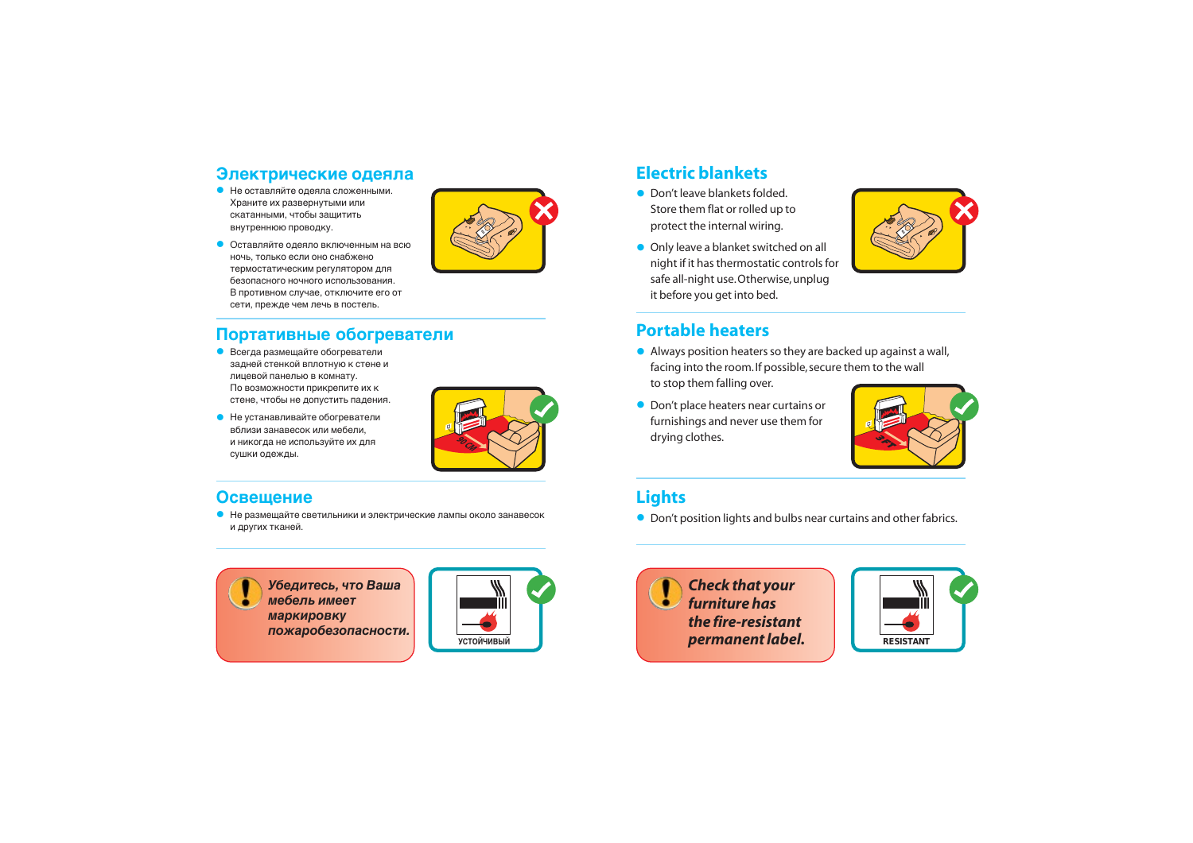## Электрические одеяла

- Не оставляйте одеяла сложенными. Храните их развернутыми или скатанными, чтобы защитить внутреннюю проводку.
- Оставляйте одеяло включенным на всю ночь, только если оно снабжено термостатическим регулятором для безопасного ночного использования. В противном случае, отключите его от сети, прежде чем лечь в постель.

## Портативные обогреватели

- Всегда размещайте обогреватели задней стенкой вплотную к стене и лицевой панелью в комнату. По возможности прикрепите их к стене, чтобы не допустить падения.
- Не устанавливайте обогреватели вблизи занавесок или мебели, и никогда не используйте их для сушки одежды.

## Освещение

- Не размещайте светильники и электрические лампы около занавесок и других тканей.

***Убедитесь, что Ваша мебель имеет маркировку пожаробезопасности.***

УСТОЙЧИВЫЙ

## Electric blankets

- Don't leave blankets folded. Store them flat or rolled up to protect the internal wiring.
- Only leave a blanket switched on all night if it has thermostatic controls for safe all-night use. Otherwise, unplug it before you get into bed.

## Portable heaters

- Always position heaters so they are backed up against a wall, facing into the room. If possible, secure them to the wall to stop them falling over.
- Don't place heaters near curtains or furnishings and never use them for drying clothes.

## Lights

- Don't position lights and bulbs near curtains and other fabrics.

***Check that your furniture has the fire-resistant permanent label.***

RESISTANT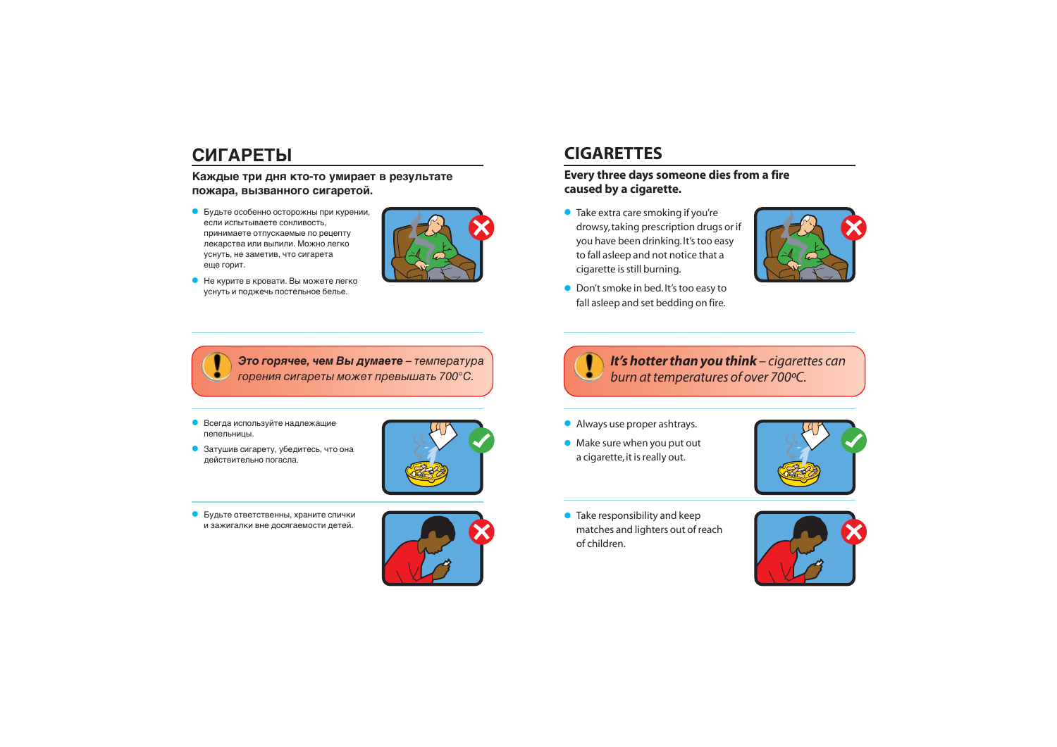## СИГАРЕТЫ

**Каждые три дня кто-то умирает в результате пожара, вызванного сигаретой.**

- Будьте особенно осторожны при курении, если испытываете сонливость, принимаете отпускаемые по рецепту лекарства или выпили. Можно легко уснуть, не заметив, что сигарета еще горит.
- Не курите в кровати. Вы можете легко уснуть и поджечь постельное белье.

***Это горячее, чем Вы думаете*** *– температура горения сигареты может превышать 700°C.*

- Всегда используйте надлежащие пепельницы.
- Затушив сигарету, убедитесь, что она действительно погасла.

- Будьте ответственны, храните спички и зажигалки вне досягаемости детей.

## CIGARETTES

**Every three days someone dies from a fire caused by a cigarette.**

- Take extra care smoking if you're drowsy, taking prescription drugs or if you have been drinking. It's too easy to fall asleep and not notice that a cigarette is still burning.
- Don't smoke in bed. It's too easy to fall asleep and set bedding on fire.

***It's hotter than you think*** *– cigarettes can burn at temperatures of over 700ºC.*

- Always use proper ashtrays.
- Make sure when you put out a cigarette, it is really out.

- Take responsibility and keep matches and lighters out of reach of children.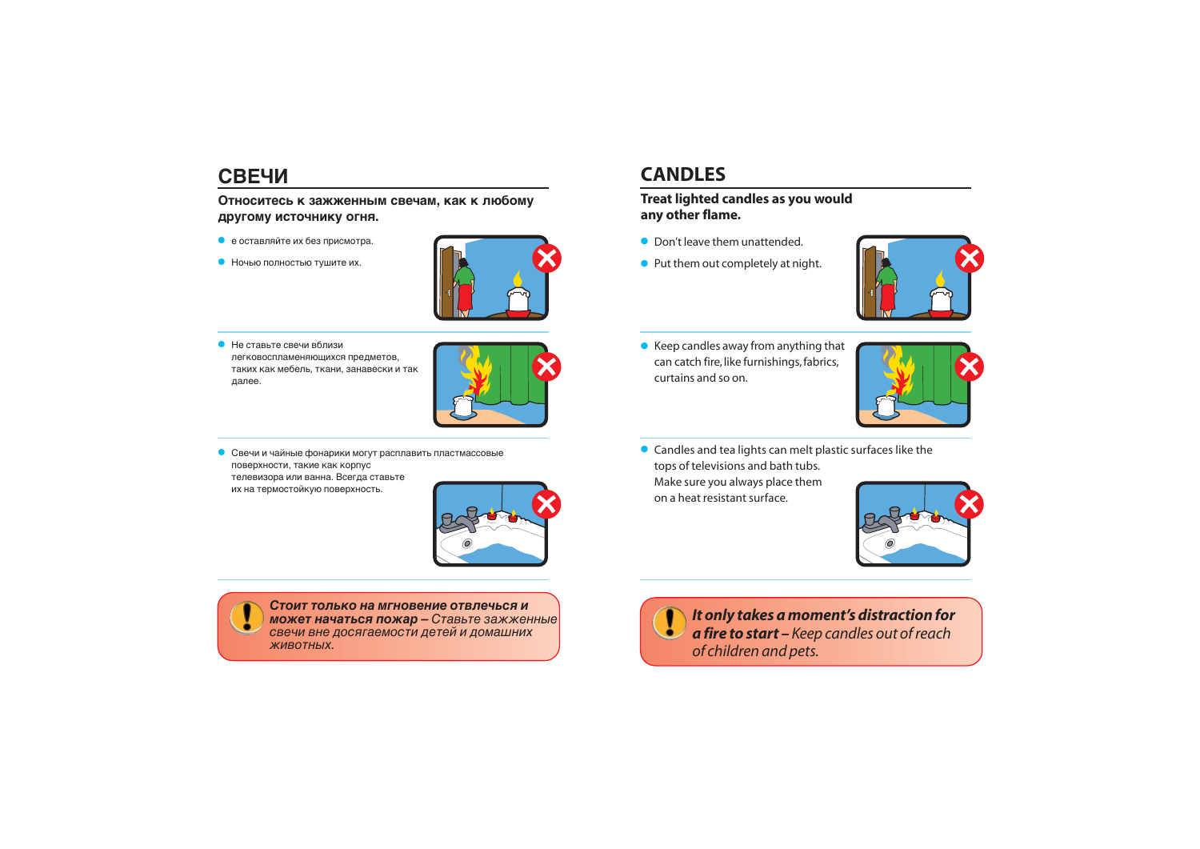## СВЕЧИ

**Относитесь к зажженным свечам, как к любому другому источнику огня.**

- е оставляйте их без присмотра.
- Ночью полностью тушите их.

- Не ставьте свечи вблизи легковоспламеняющихся предметов, таких как мебель, ткани, занавески и так далее.

- Свечи и чайные фонарики могут расплавить пластмассовые поверхности, такие как корпус телевизора или ванна. Всегда ставьте их на термостойкую поверхность.

***Стоит только на мгновение отвлечься и может начаться пожар** – Ставьте зажженные свечи вне досягаемости детей и домашних животных.*

## CANDLES

**Treat lighted candles as you would any other flame.**

- Don't leave them unattended.
- Put them out completely at night.

- Keep candles away from anything that can catch fire, like furnishings, fabrics, curtains and so on.

- Candles and tea lights can melt plastic surfaces like the tops of televisions and bath tubs. Make sure you always place them on a heat resistant surface.

***It only takes a moment's distraction for a fire to start** – Keep candles out of reach of children and pets.*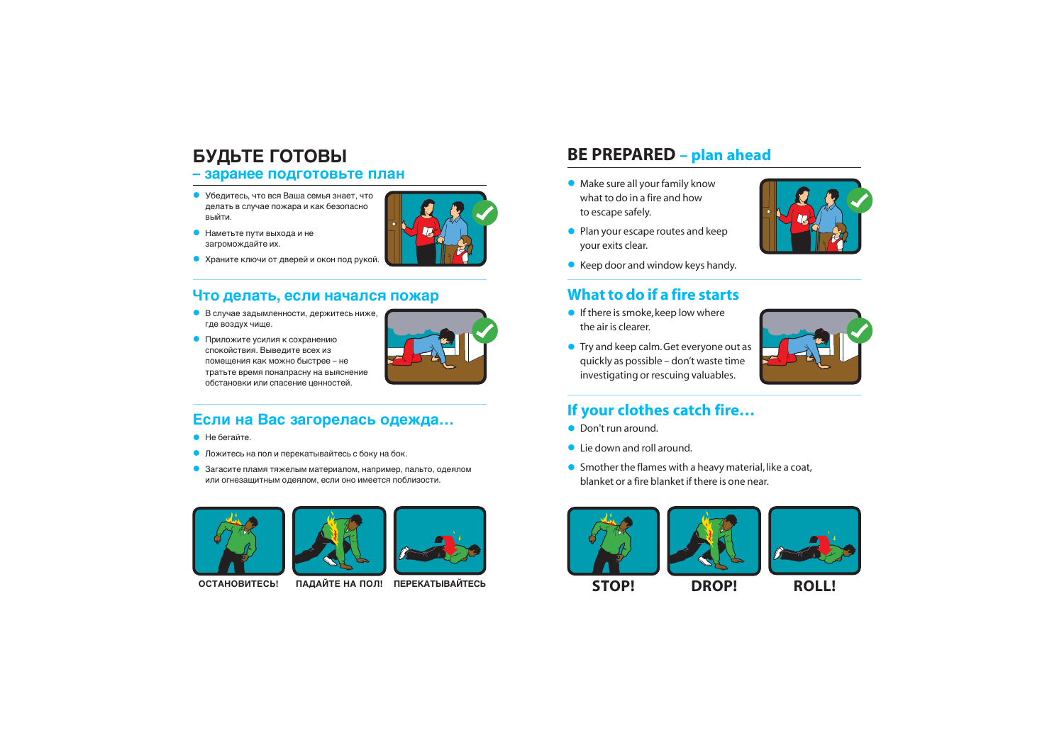## БУДЬТЕ ГОТОВЫ
### – заранее подготовьте план

- Убедитесь, что вся Ваша семья знает, что делать в случае пожара и как безопасно выйти.
- Наметьте пути выхода и не загромождайте их.
- Храните ключи от дверей и окон под рукой.

## Что делать, если начался пожар

- В случае задымленности, держитесь ниже, где воздух чище.
- Приложите усилия к сохранению спокойствия. Выведите всех из помещения как можно быстрее – не тратьте время понапрасну на выяснение обстановки или спасение ценностей.

## Если на Вас загорелась одежда…

- Не бегайте.
- Ложитесь на пол и перекатывайтесь с боку на бок.
- Загасите пламя тяжелым материалом, например, пальто, одеялом или огнезащитным одеялом, если оно имеется поблизости.

ОСТАНОВИТЕСЬ! ПАДАЙТЕ НА ПОЛ! ПЕРЕКАТЫВАЙТЕСЬ

## BE PREPARED – plan ahead

- Make sure all your family know what to do in a fire and how to escape safely.
- Plan your escape routes and keep your exits clear.
- Keep door and window keys handy.

## What to do if a fire starts

- If there is smoke, keep low where the air is clearer.
- Try and keep calm. Get everyone out as quickly as possible – don't waste time investigating or rescuing valuables.

## If your clothes catch fire…

- Don't run around.
- Lie down and roll around.
- Smother the flames with a heavy material, like a coat, blanket or a fire blanket if there is one near.

STOP! DROP! ROLL!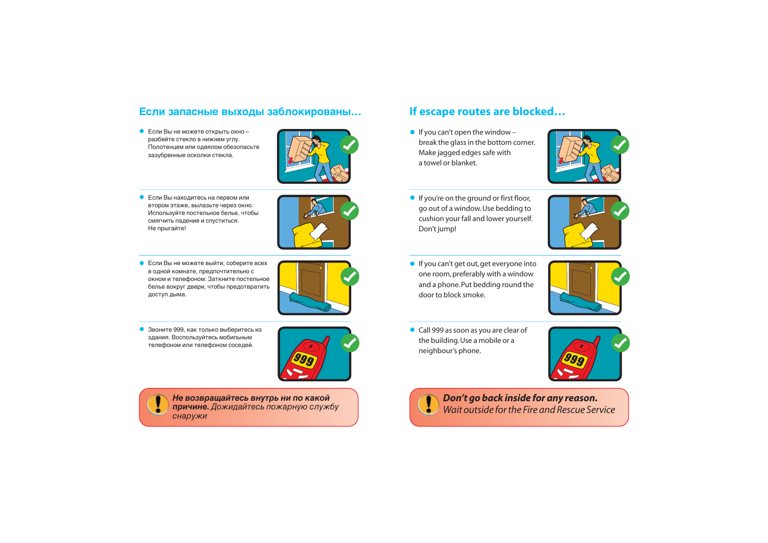## Если запасные выходы заблокированы…

- Если Вы не можете открыть окно – разбейте стекло в нижнем углу. Полотенцем или одеялом обезопасьте зазубренные осколки стекла.
- Если Вы находитесь на первом или втором этаже, вылазьте через окно. Используйте постельное белье, чтобы смягчить падение и спуститься. Не прыгайте!
- Если Вы не можете выйти, соберите всех в одной комнате, предпочтительно с окном и телефоном. Заткните постельное белье вокруг двери, чтобы предотвратить доступ дыма.
- Звоните 999, как только выберитесь из здания. Воспользуйтесь мобильным телефоном или телефоном соседей.

***Не возвращайтесь внутрь ни по какой причине.*** *Дожидайтесь пожарную службу снаружи*

## If escape routes are blocked…

- If you can't open the window – break the glass in the bottom corner. Make jagged edges safe with a towel or blanket.
- If you're on the ground or first floor, go out of a window. Use bedding to cushion your fall and lower yourself. Don't jump!
- If you can't get out, get everyone into one room, preferably with a window and a phone. Put bedding round the door to block smoke.
- Call 999 as soon as you are clear of the building. Use a mobile or a neighbour's phone.

***Don't go back inside for any reason.*** *Wait outside for the Fire and Rescue Service*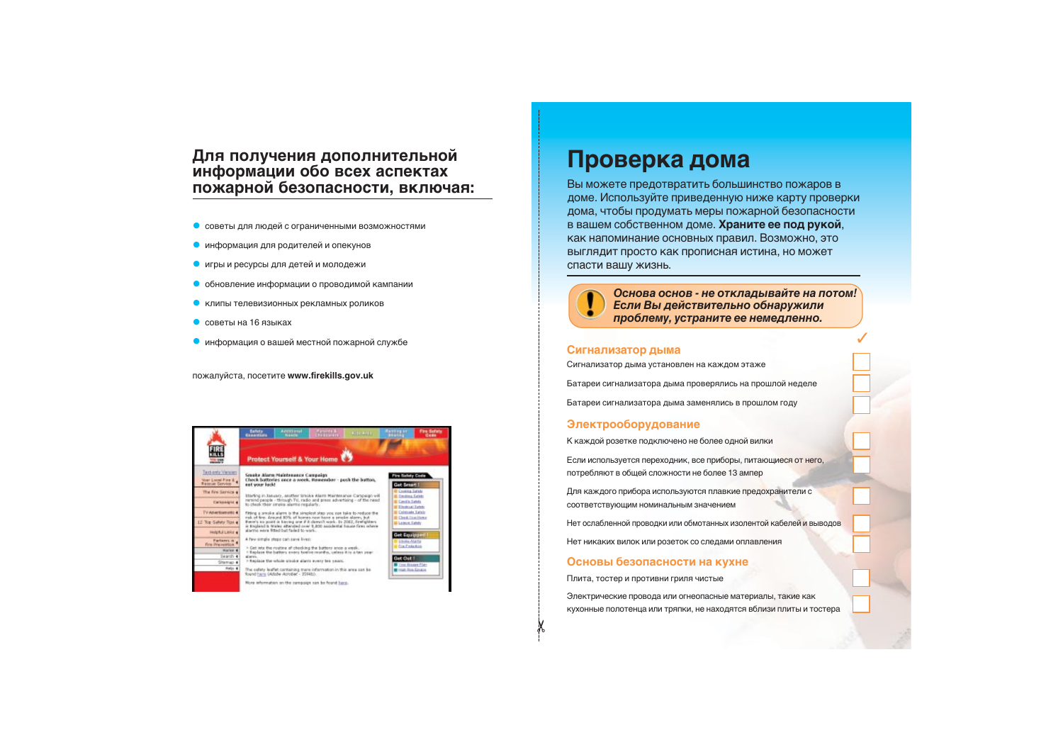## Для получения дополнительной информации обо всех аспектах пожарной безопасности, включая:

- советы для людей с ограниченными возможностями
- информация для родителей и опекунов
- игры и ресурсы для детей и молодежи
- обновление информации о проводимой кампании
- клипы телевизионных рекламных роликов
- советы на 16 языках
- информация о вашей местной пожарной службе

пожалуйста, посетите **www.firekills.gov.uk**

# Проверка дома

Вы можете предотвратить большинство пожаров в доме. Используйте приведенную ниже карту проверки дома, чтобы продумать меры пожарной безопасности в вашем собственном доме. **Храните ее под рукой**, как напоминание основных правил. Возможно, это выглядит просто как прописная истина, но может спасти вашу жизнь.

***Основа основ - не откладывайте на потом! Если Вы действительно обнаружили проблему, устраните ее немедленно.***

✓

### Сигнализатор дыма

- Сигнализатор дыма установлен на каждом этаже ☐
- Батареи сигнализатора дыма проверялись на прошлой неделе ☐
- Батареи сигнализатора дыма заменялись в прошлом году ☐

### Электрооборудование

- К каждой розетке подключено не более одной вилки ☐
- Если используется переходник, все приборы, питающиеся от него, потребляют в общей сложности не более 13 ампер ☐
- Для каждого прибора используются плавкие предохранители с соответствующим номинальным значением ☐
- Нет ослабленной проводки или обмотанных изолентой кабелей и выводов ☐
- Нет никаких вилок или розеток со следами оплавления ☐

### Основы безопасности на кухне

- Плита, тостер и противни гриля чистые ☐
- Электрические провода или огнеопасные материалы, такие как кухонные полотенца или тряпки, не находятся вблизи плиты и тостера ☐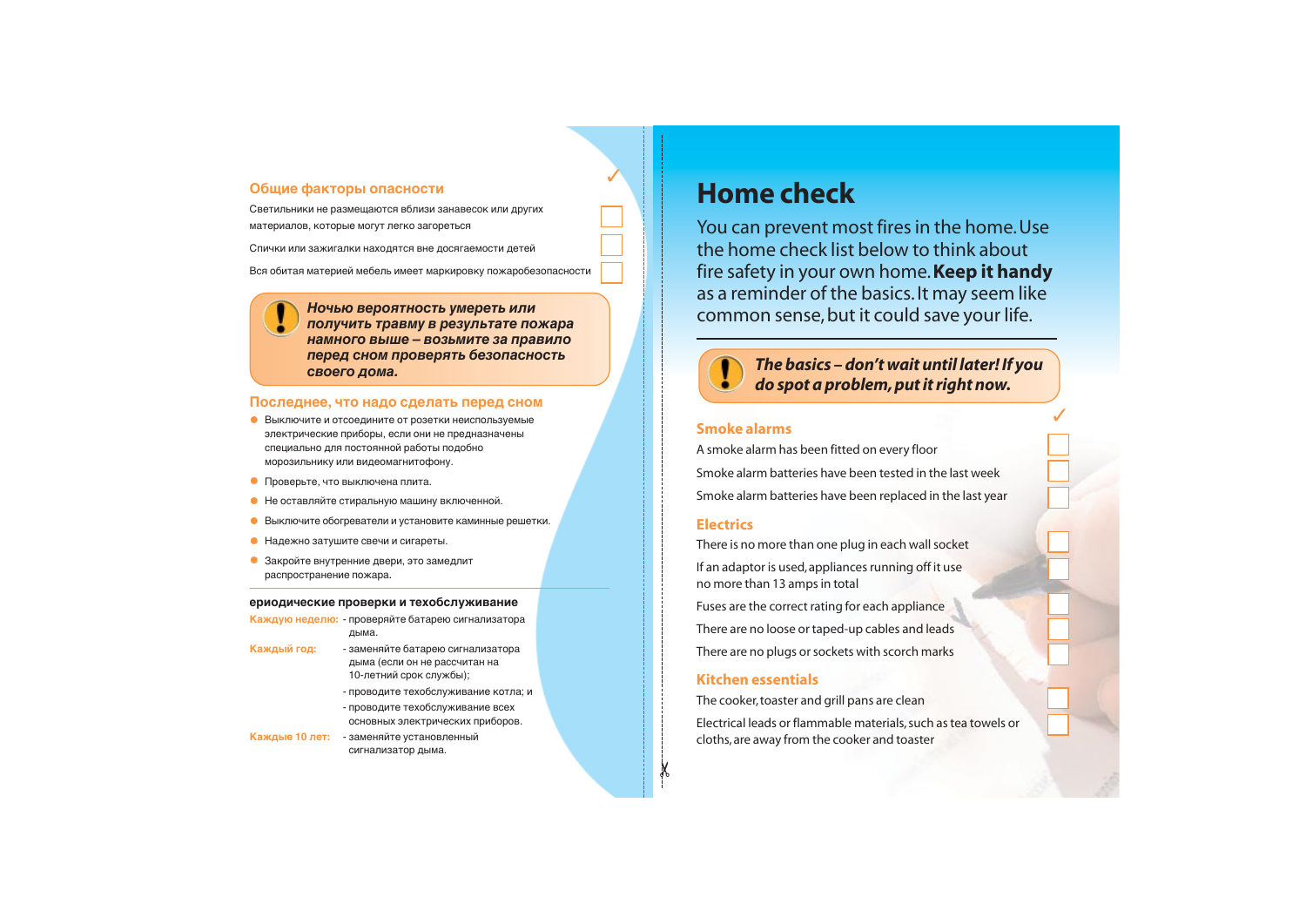## Общие факторы опасности

Светильники не размещаются вблизи занавесок или других материалов, которые могут легко загореться

Спички или зажигалки находятся вне досягаемости детей

Вся обитая материей мебель имеет маркировку пожаробезопасности

***Ночью вероятность умереть или получить травму в результате пожара намного выше – возьмите за правило перед сном проверять безопасность своего дома.***

## Последнее, что надо сделать перед сном

- Выключите и отсоедините от розетки неиспользуемые электрические приборы, если они не предназначены специально для постоянной работы подобно морозильнику или видеомагнитофону.
- Проверьте, что выключена плита.
- Не оставляйте стиральную машину включенной.
- Выключите обогреватели и установите каминные решетки.
- Надежно затушите свечи и сигареты.
- Закройте внутренние двери, это замедлит распространение пожара.

### ериодические проверки и техобслуживание

**Каждую неделю:** - проверяйте батарею сигнализатора дыма.

**Каждый год:** - заменяйте батарею сигнализатора дыма (если он не рассчитан на 10-летний срок службы);
- проводите техобслуживание котла; и
- проводите техобслуживание всех основных электрических приборов.

**Каждые 10 лет:** - заменяйте установленный сигнализатор дыма.

# Home check

You can prevent most fires in the home. Use the home check list below to think about fire safety in your own home. **Keep it handy** as a reminder of the basics. It may seem like common sense, but it could save your life.

***The basics – don't wait until later! If you do spot a problem, put it right now.***

## Smoke alarms

A smoke alarm has been fitted on every floor

Smoke alarm batteries have been tested in the last week

Smoke alarm batteries have been replaced in the last year

## Electrics

There is no more than one plug in each wall socket

If an adaptor is used, appliances running off it use no more than 13 amps in total

Fuses are the correct rating for each appliance

There are no loose or taped-up cables and leads

There are no plugs or sockets with scorch marks

## Kitchen essentials

The cooker, toaster and grill pans are clean

Electrical leads or flammable materials, such as tea towels or cloths, are away from the cooker and toaster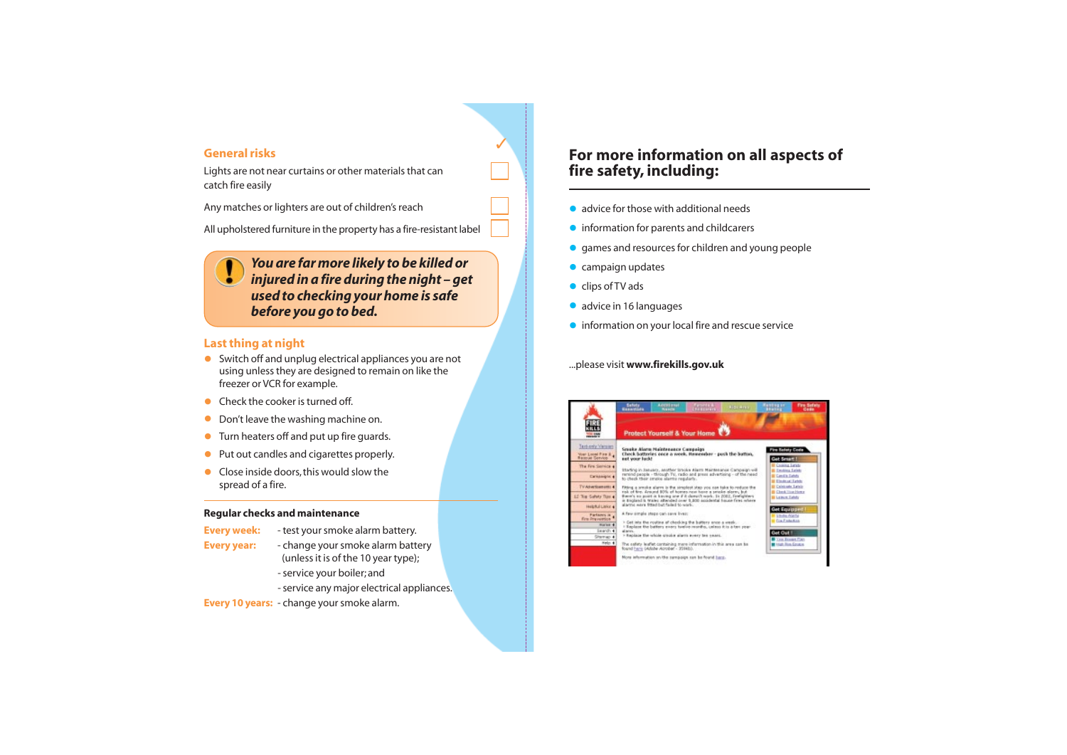## General risks

✓

Lights are not near curtains or other materials that can catch fire easily ☐

Any matches or lighters are out of children's reach ☐

All upholstered furniture in the property has a fire-resistant label ☐

***You are far more likely to be killed or injured in a fire during the night – get used to checking your home is safe before you go to bed.***

## Last thing at night

- Switch off and unplug electrical appliances you are not using unless they are designed to remain on like the freezer or VCR for example.
- Check the cooker is turned off.
- Don't leave the washing machine on.
- Turn heaters off and put up fire guards.
- Put out candles and cigarettes properly.
- Close inside doors, this would slow the spread of a fire.

### Regular checks and maintenance

**Every week:** - test your smoke alarm battery.

**Every year:** - change your smoke alarm battery (unless it is of the 10 year type);
- service your boiler; and
- service any major electrical appliances.

**Every 10 years:** - change your smoke alarm.

## For more information on all aspects of fire safety, including:

- advice for those with additional needs
- information for parents and childcarers
- games and resources for children and young people
- campaign updates
- clips of TV ads
- advice in 16 languages
- information on your local fire and rescue service

...please visit **www.firekills.gov.uk**